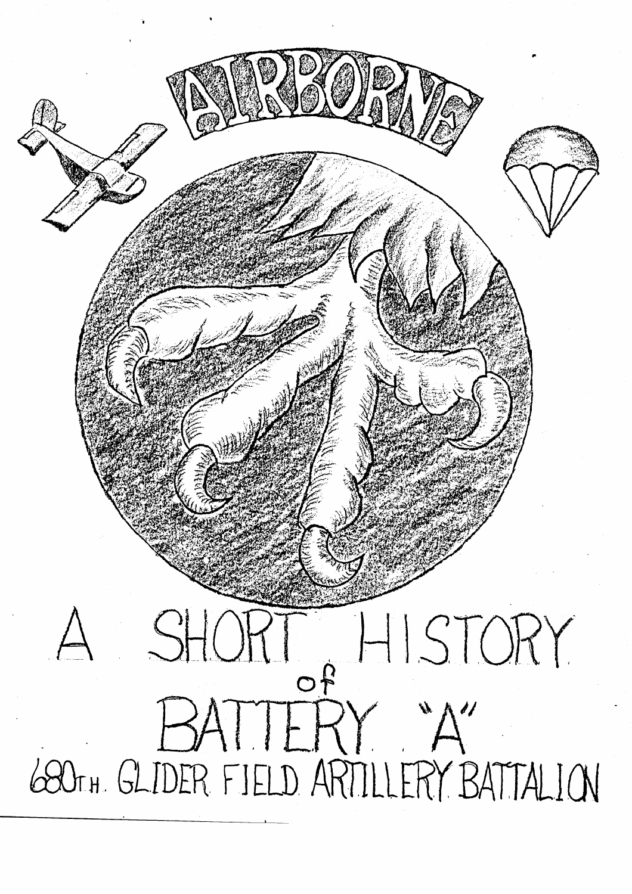AIRBORNE

# A SHORT HISTORY of BATTERY "A"

## 680TH. GLIDER FIELD ARTILLERY BATTALION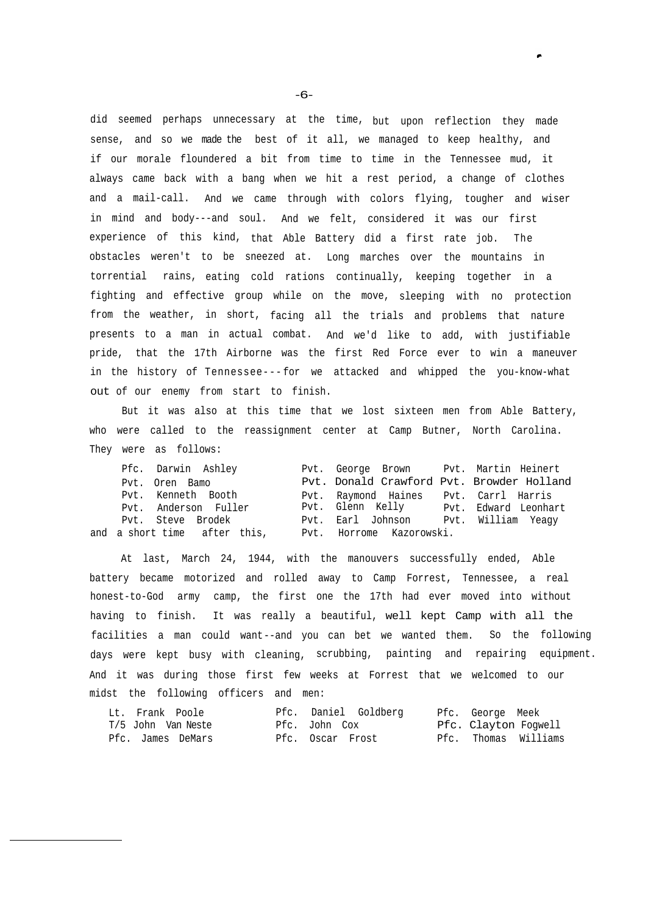did seemed perhaps unnecessary at the time, but upon reflection they made sense, and so we made the best of it all, we managed to keep healthy, and if our morale floundered a bit from time to time in the Tennessee mud, it always came back with a bang when we hit a rest period, a change of clothes and a mail-call. And we came through with colors flying, tougher and wiser in mind and body---and soul. And we felt, considered it was our first experience of this kind, that Able Battery did a first rate job. The obstacles weren't to be sneezed at. Long marches over the mountains in torrential rains, eating cold rations continually, keeping together in a fighting and effective group while on the move, sleeping with no protection from the weather, in short, facing all the trials and problems that nature presents to a man in actual combat. And we'd like to add, with justifiable pride, that the 17th Airborne was the first Red Force ever to win a maneuver in the history of Tennessee---for we attacked and whipped the you-know-what out of our enemy from start to finish.

But it was also at this time that we lost sixteen men from Able Battery, who were called to the reassignment center at Camp Butner, North Carolina. They were as follows:

| | | |
|---|---|---|
| Pfc. Darwin Ashley | Pvt. George Brown | Pvt. Martin Heinert |
| Pvt. Oren Bamo | Pvt. Donald Crawford | Pvt. Browder Holland |
| Pvt. Kenneth Booth | Pvt. Raymond Haines | Pvt. Carrl Harris |
| Pvt. Anderson Fuller | Pvt. Glenn Kelly | Pvt. Edward Leonhart |
| Pvt. Steve Brodek | Pvt. Earl Johnson | Pvt. William Yeagy |
| and a short time after this, | Pvt. Horrome Kazorowski. | |

At last, March 24, 1944, with the manouvers successfully ended, Able battery became motorized and rolled away to Camp Forrest, Tennessee, a real honest-to-God army camp, the first one the 17th had ever moved into without having to finish. It was really a beautiful, well kept Camp with all the facilities a man could want--and you can bet we wanted them. So the following days were kept busy with cleaning, scrubbing, painting and repairing equipment. And it was during those first few weeks at Forrest that we welcomed to our midst the following officers and men:

| | | |
|---|---|---|
| Lt. Frank Poole | Pfc. Daniel Goldberg | Pfc. George Meek |
| T/5 John Van Neste | Pfc. John Cox | Pfc. Clayton Fogwell |
| Pfc. James DeMars | Pfc. Oscar Frost | Pfc. Thomas Williams |